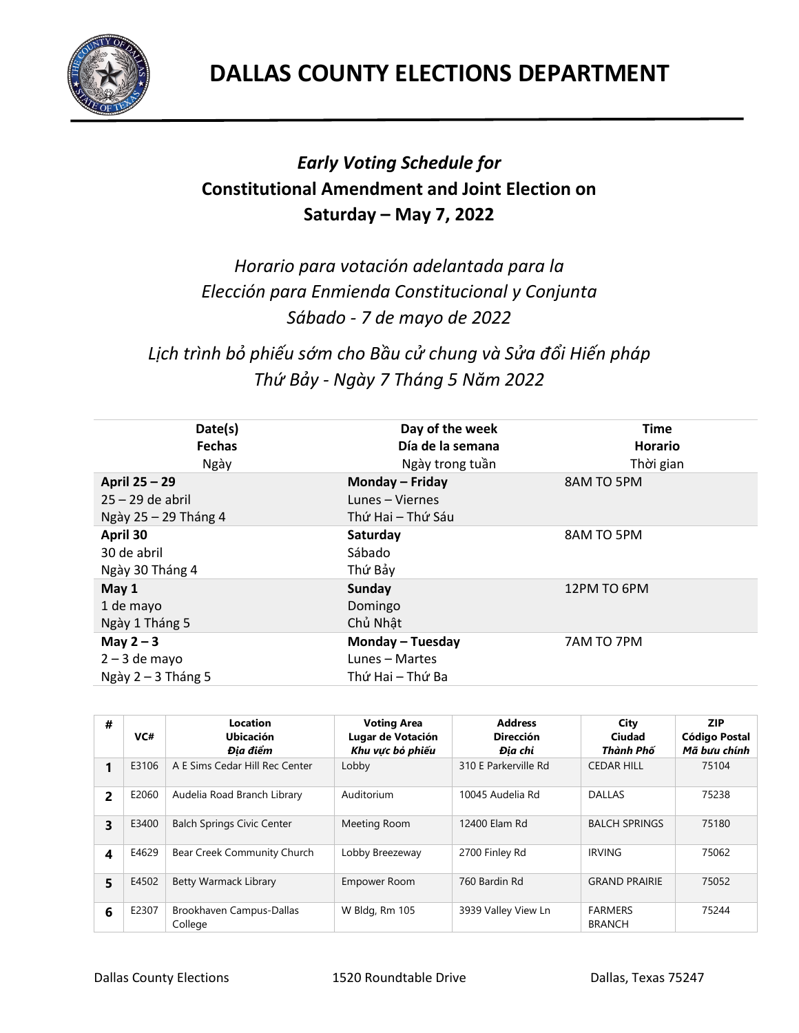# DALLAS COUNTY ELECTIONS DEPARTMENT

## *Early Voting Schedule for*
## Constitutional Amendment and Joint Election on
## Saturday – May 7, 2022

*Horario para votación adelantada para la*
*Elección para Enmienda Constitucional y Conjunta*
*Sábado - 7 de mayo de 2022*

*Lịch trình bỏ phiếu sớm cho Bầu cử chung và Sửa đổi Hiến pháp*
*Thứ Bảy - Ngày 7 Tháng 5 Năm 2022*

| Date(s) / Fechas / Ngày | Day of the week / Día de la semana / Ngày trong tuần | Time / Horario / Thời gian |
|---|---|---|
| **April 25 – 29**<br>25 – 29 de abril<br>Ngày 25 – 29 Tháng 4 | **Monday – Friday**<br>Lunes – Viernes<br>Thứ Hai – Thứ Sáu | 8AM TO 5PM |
| **April 30**<br>30 de abril<br>Ngày 30 Tháng 4 | **Saturday**<br>Sábado<br>Thứ Bảy | 8AM TO 5PM |
| **May 1**<br>1 de mayo<br>Ngày 1 Tháng 5 | **Sunday**<br>Domingo<br>Chủ Nhật | 12PM TO 6PM |
| **May 2 – 3**<br>2 – 3 de mayo<br>Ngày 2 – 3 Tháng 5 | **Monday – Tuesday**<br>Lunes – Martes<br>Thứ Hai – Thứ Ba | 7AM TO 7PM |

| # | VC# | Location / Ubicación / *Địa điểm* | Voting Area / Lugar de Votación / *Khu vực bỏ phiếu* | Address / Dirección / *Địa chỉ* | City / Ciudad / *Thành Phố* | ZIP / Código Postal / *Mã bưu chính* |
|---|---|---|---|---|---|---|
| **1** | E3106 | A E Sims Cedar Hill Rec Center | Lobby | 310 E Parkerville Rd | CEDAR HILL | 75104 |
| **2** | E2060 | Audelia Road Branch Library | Auditorium | 10045 Audelia Rd | DALLAS | 75238 |
| **3** | E3400 | Balch Springs Civic Center | Meeting Room | 12400 Elam Rd | BALCH SPRINGS | 75180 |
| **4** | E4629 | Bear Creek Community Church | Lobby Breezeway | 2700 Finley Rd | IRVING | 75062 |
| **5** | E4502 | Betty Warmack Library | Empower Room | 760 Bardin Rd | GRAND PRAIRIE | 75052 |
| **6** | E2307 | Brookhaven Campus-Dallas College | W Bldg, Rm 105 | 3939 Valley View Ln | FARMERS BRANCH | 75244 |

Dallas County Elections 1520 Roundtable Drive Dallas, Texas 75247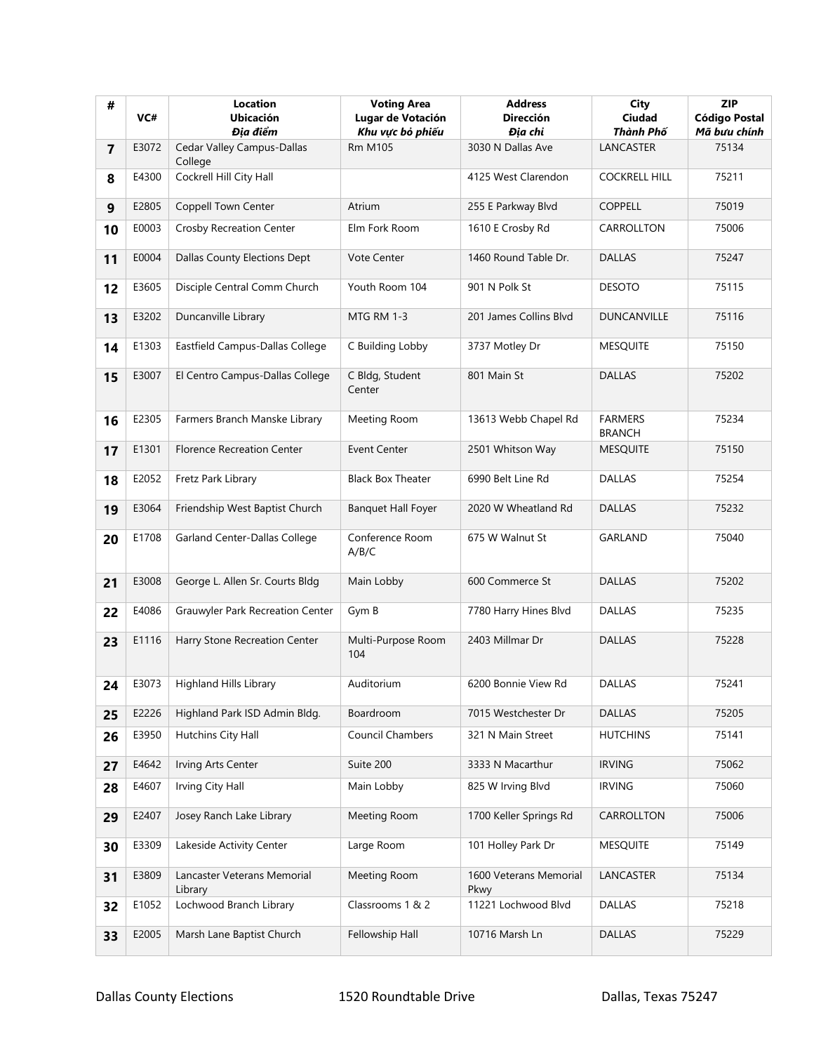| # | VC# | Location<br>Ubicación<br>*Địa điểm* | Voting Area<br>Lugar de Votación<br>*Khu vực bỏ phiếu* | Address<br>Dirección<br>*Địa chỉ* | City<br>Ciudad<br>*Thành Phố* | ZIP<br>Código Postal<br>*Mã bưu chính* |
|---|---|---|---|---|---|---|
| 7 | E3072 | Cedar Valley Campus-Dallas College | Rm M105 | 3030 N Dallas Ave | LANCASTER | 75134 |
| 8 | E4300 | Cockrell Hill City Hall | | 4125 West Clarendon | COCKRELL HILL | 75211 |
| 9 | E2805 | Coppell Town Center | Atrium | 255 E Parkway Blvd | COPPELL | 75019 |
| 10 | E0003 | Crosby Recreation Center | Elm Fork Room | 1610 E Crosby Rd | CARROLLTON | 75006 |
| 11 | E0004 | Dallas County Elections Dept | Vote Center | 1460 Round Table Dr. | DALLAS | 75247 |
| 12 | E3605 | Disciple Central Comm Church | Youth Room 104 | 901 N Polk St | DESOTO | 75115 |
| 13 | E3202 | Duncanville Library | MTG RM 1-3 | 201 James Collins Blvd | DUNCANVILLE | 75116 |
| 14 | E1303 | Eastfield Campus-Dallas College | C Building Lobby | 3737 Motley Dr | MESQUITE | 75150 |
| 15 | E3007 | El Centro Campus-Dallas College | C Bldg, Student Center | 801 Main St | DALLAS | 75202 |
| 16 | E2305 | Farmers Branch Manske Library | Meeting Room | 13613 Webb Chapel Rd | FARMERS BRANCH | 75234 |
| 17 | E1301 | Florence Recreation Center | Event Center | 2501 Whitson Way | MESQUITE | 75150 |
| 18 | E2052 | Fretz Park Library | Black Box Theater | 6990 Belt Line Rd | DALLAS | 75254 |
| 19 | E3064 | Friendship West Baptist Church | Banquet Hall Foyer | 2020 W Wheatland Rd | DALLAS | 75232 |
| 20 | E1708 | Garland Center-Dallas College | Conference Room A/B/C | 675 W Walnut St | GARLAND | 75040 |
| 21 | E3008 | George L. Allen Sr. Courts Bldg | Main Lobby | 600 Commerce St | DALLAS | 75202 |
| 22 | E4086 | Grauwyler Park Recreation Center | Gym B | 7780 Harry Hines Blvd | DALLAS | 75235 |
| 23 | E1116 | Harry Stone Recreation Center | Multi-Purpose Room 104 | 2403 Millmar Dr | DALLAS | 75228 |
| 24 | E3073 | Highland Hills Library | Auditorium | 6200 Bonnie View Rd | DALLAS | 75241 |
| 25 | E2226 | Highland Park ISD Admin Bldg. | Boardroom | 7015 Westchester Dr | DALLAS | 75205 |
| 26 | E3950 | Hutchins City Hall | Council Chambers | 321 N Main Street | HUTCHINS | 75141 |
| 27 | E4642 | Irving Arts Center | Suite 200 | 3333 N Macarthur | IRVING | 75062 |
| 28 | E4607 | Irving City Hall | Main Lobby | 825 W Irving Blvd | IRVING | 75060 |
| 29 | E2407 | Josey Ranch Lake Library | Meeting Room | 1700 Keller Springs Rd | CARROLLTON | 75006 |
| 30 | E3309 | Lakeside Activity Center | Large Room | 101 Holley Park Dr | MESQUITE | 75149 |
| 31 | E3809 | Lancaster Veterans Memorial Library | Meeting Room | 1600 Veterans Memorial Pkwy | LANCASTER | 75134 |
| 32 | E1052 | Lochwood Branch Library | Classrooms 1 & 2 | 11221 Lochwood Blvd | DALLAS | 75218 |
| 33 | E2005 | Marsh Lane Baptist Church | Fellowship Hall | 10716 Marsh Ln | DALLAS | 75229 |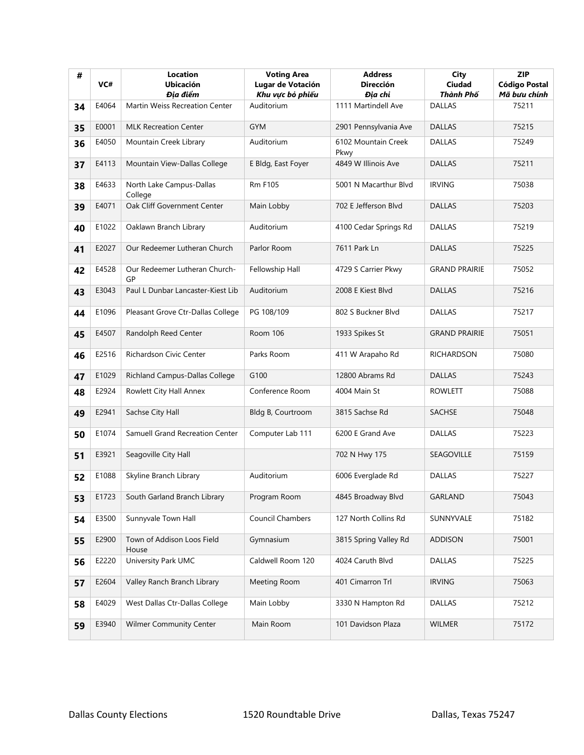| # | VC# | Location Ubicación *Địa điểm* | Voting Area Lugar de Votación *Khu vực bỏ phiếu* | Address Dirección *Địa chỉ* | City Ciudad *Thành Phố* | ZIP Código Postal *Mã bưu chính* |
|---|---|---|---|---|---|---|
| 34 | E4064 | Martin Weiss Recreation Center | Auditorium | 1111 Martindell Ave | DALLAS | 75211 |
| 35 | E0001 | MLK Recreation Center | GYM | 2901 Pennsylvania Ave | DALLAS | 75215 |
| 36 | E4050 | Mountain Creek Library | Auditorium | 6102 Mountain Creek Pkwy | DALLAS | 75249 |
| 37 | E4113 | Mountain View-Dallas College | E Bldg, East Foyer | 4849 W Illinois Ave | DALLAS | 75211 |
| 38 | E4633 | North Lake Campus-Dallas College | Rm F105 | 5001 N Macarthur Blvd | IRVING | 75038 |
| 39 | E4071 | Oak Cliff Government Center | Main Lobby | 702 E Jefferson Blvd | DALLAS | 75203 |
| 40 | E1022 | Oaklawn Branch Library | Auditorium | 4100 Cedar Springs Rd | DALLAS | 75219 |
| 41 | E2027 | Our Redeemer Lutheran Church | Parlor Room | 7611 Park Ln | DALLAS | 75225 |
| 42 | E4528 | Our Redeemer Lutheran Church-GP | Fellowship Hall | 4729 S Carrier Pkwy | GRAND PRAIRIE | 75052 |
| 43 | E3043 | Paul L Dunbar Lancaster-Kiest Lib | Auditorium | 2008 E Kiest Blvd | DALLAS | 75216 |
| 44 | E1096 | Pleasant Grove Ctr-Dallas College | PG 108/109 | 802 S Buckner Blvd | DALLAS | 75217 |
| 45 | E4507 | Randolph Reed Center | Room 106 | 1933 Spikes St | GRAND PRAIRIE | 75051 |
| 46 | E2516 | Richardson Civic Center | Parks Room | 411 W Arapaho Rd | RICHARDSON | 75080 |
| 47 | E1029 | Richland Campus-Dallas College | G100 | 12800 Abrams Rd | DALLAS | 75243 |
| 48 | E2924 | Rowlett City Hall Annex | Conference Room | 4004 Main St | ROWLETT | 75088 |
| 49 | E2941 | Sachse City Hall | Bldg B, Courtroom | 3815 Sachse Rd | SACHSE | 75048 |
| 50 | E1074 | Samuell Grand Recreation Center | Computer Lab 111 | 6200 E Grand Ave | DALLAS | 75223 |
| 51 | E3921 | Seagoville City Hall | | 702 N Hwy 175 | SEAGOVILLE | 75159 |
| 52 | E1088 | Skyline Branch Library | Auditorium | 6006 Everglade Rd | DALLAS | 75227 |
| 53 | E1723 | South Garland Branch Library | Program Room | 4845 Broadway Blvd | GARLAND | 75043 |
| 54 | E3500 | Sunnyvale Town Hall | Council Chambers | 127 North Collins Rd | SUNNYVALE | 75182 |
| 55 | E2900 | Town of Addison Loos Field House | Gymnasium | 3815 Spring Valley Rd | ADDISON | 75001 |
| 56 | E2220 | University Park UMC | Caldwell Room 120 | 4024 Caruth Blvd | DALLAS | 75225 |
| 57 | E2604 | Valley Ranch Branch Library | Meeting Room | 401 Cimarron Trl | IRVING | 75063 |
| 58 | E4029 | West Dallas Ctr-Dallas College | Main Lobby | 3330 N Hampton Rd | DALLAS | 75212 |
| 59 | E3940 | Wilmer Community Center | Main Room | 101 Davidson Plaza | WILMER | 75172 |